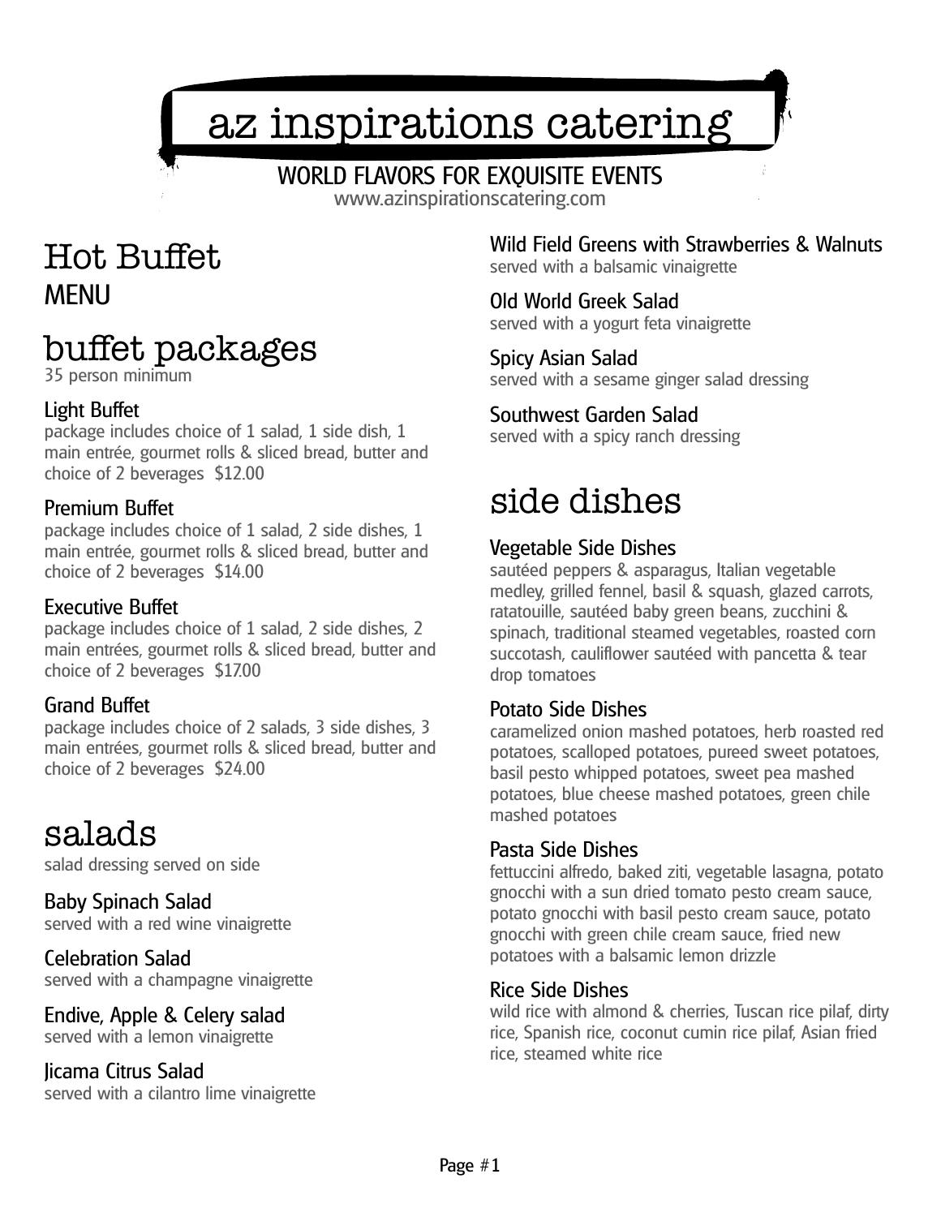# az inspirations catering

WORLD FLAVORS FOR EXQUISITE EVENTS
www.azinspirationscatering.com

# Hot Buffet MENU

## buffet packages

35 person minimum

### Light Buffet

package includes choice of 1 salad, 1 side dish, 1 main entrée, gourmet rolls & sliced bread, butter and choice of 2 beverages $12.00

### Premium Buffet

package includes choice of 1 salad, 2 side dishes, 1 main entrée, gourmet rolls & sliced bread, butter and choice of 2 beverages $14.00

### Executive Buffet

package includes choice of 1 salad, 2 side dishes, 2 main entrées, gourmet rolls & sliced bread, butter and choice of 2 beverages $17.00

### Grand Buffet

package includes choice of 2 salads, 3 side dishes, 3 main entrées, gourmet rolls & sliced bread, butter and choice of 2 beverages $24.00

## salads

salad dressing served on side

### Baby Spinach Salad

served with a red wine vinaigrette

### Celebration Salad

served with a champagne vinaigrette

### Endive, Apple & Celery salad

served with a lemon vinaigrette

### Jicama Citrus Salad

served with a cilantro lime vinaigrette

### Wild Field Greens with Strawberries & Walnuts

served with a balsamic vinaigrette

### Old World Greek Salad

served with a yogurt feta vinaigrette

### Spicy Asian Salad

served with a sesame ginger salad dressing

### Southwest Garden Salad

served with a spicy ranch dressing

## side dishes

### Vegetable Side Dishes

sautéed peppers & asparagus, Italian vegetable medley, grilled fennel, basil & squash, glazed carrots, ratatouille, sautéed baby green beans, zucchini & spinach, traditional steamed vegetables, roasted corn succotash, cauliflower sautéed with pancetta & tear drop tomatoes

### Potato Side Dishes

caramelized onion mashed potatoes, herb roasted red potatoes, scalloped potatoes, pureed sweet potatoes, basil pesto whipped potatoes, sweet pea mashed potatoes, blue cheese mashed potatoes, green chile mashed potatoes

### Pasta Side Dishes

fettuccini alfredo, baked ziti, vegetable lasagna, potato gnocchi with a sun dried tomato pesto cream sauce, potato gnocchi with basil pesto cream sauce, potato gnocchi with green chile cream sauce, fried new potatoes with a balsamic lemon drizzle

### Rice Side Dishes

wild rice with almond & cherries, Tuscan rice pilaf, dirty rice, Spanish rice, coconut cumin rice pilaf, Asian fried rice, steamed white rice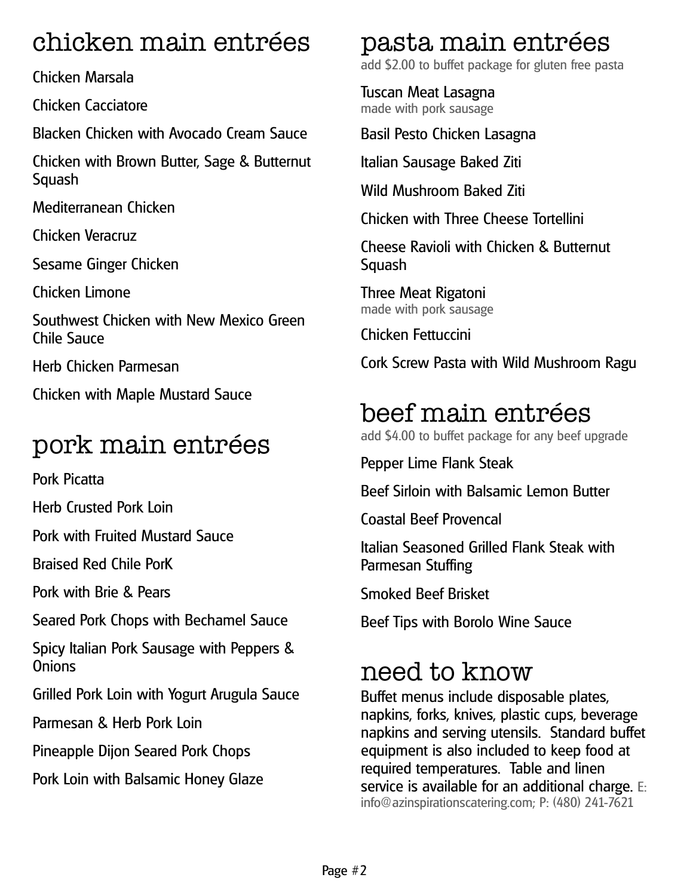## chicken main entrées

Chicken Marsala

Chicken Cacciatore

Blacken Chicken with Avocado Cream Sauce

Chicken with Brown Butter, Sage & Butternut Squash

Mediterranean Chicken

Chicken Veracruz

Sesame Ginger Chicken

Chicken Limone

Southwest Chicken with New Mexico Green Chile Sauce

Herb Chicken Parmesan

Chicken with Maple Mustard Sauce

## pork main entrées

Pork Picatta

Herb Crusted Pork Loin

Pork with Fruited Mustard Sauce

Braised Red Chile PorK

Pork with Brie & Pears

Seared Pork Chops with Bechamel Sauce

Spicy Italian Pork Sausage with Peppers & Onions

Grilled Pork Loin with Yogurt Arugula Sauce

Parmesan & Herb Pork Loin

Pineapple Dijon Seared Pork Chops

Pork Loin with Balsamic Honey Glaze

## pasta main entrées

add $2.00 to buffet package for gluten free pasta

Tuscan Meat Lasagna
made with pork sausage

Basil Pesto Chicken Lasagna

Italian Sausage Baked Ziti

Wild Mushroom Baked Ziti

Chicken with Three Cheese Tortellini

Cheese Ravioli with Chicken & Butternut Squash

Three Meat Rigatoni
made with pork sausage

Chicken Fettuccini

Cork Screw Pasta with Wild Mushroom Ragu

## beef main entrées

add $4.00 to buffet package for any beef upgrade

Pepper Lime Flank Steak

Beef Sirloin with Balsamic Lemon Butter

Coastal Beef Provencal

Italian Seasoned Grilled Flank Steak with Parmesan Stuffing

Smoked Beef Brisket

Beef Tips with Borolo Wine Sauce

## need to know

Buffet menus include disposable plates, napkins, forks, knives, plastic cups, beverage napkins and serving utensils. Standard buffet equipment is also included to keep food at required temperatures. Table and linen service is available for an additional charge. E: info@azinspirationscatering.com; P: (480) 241-7621